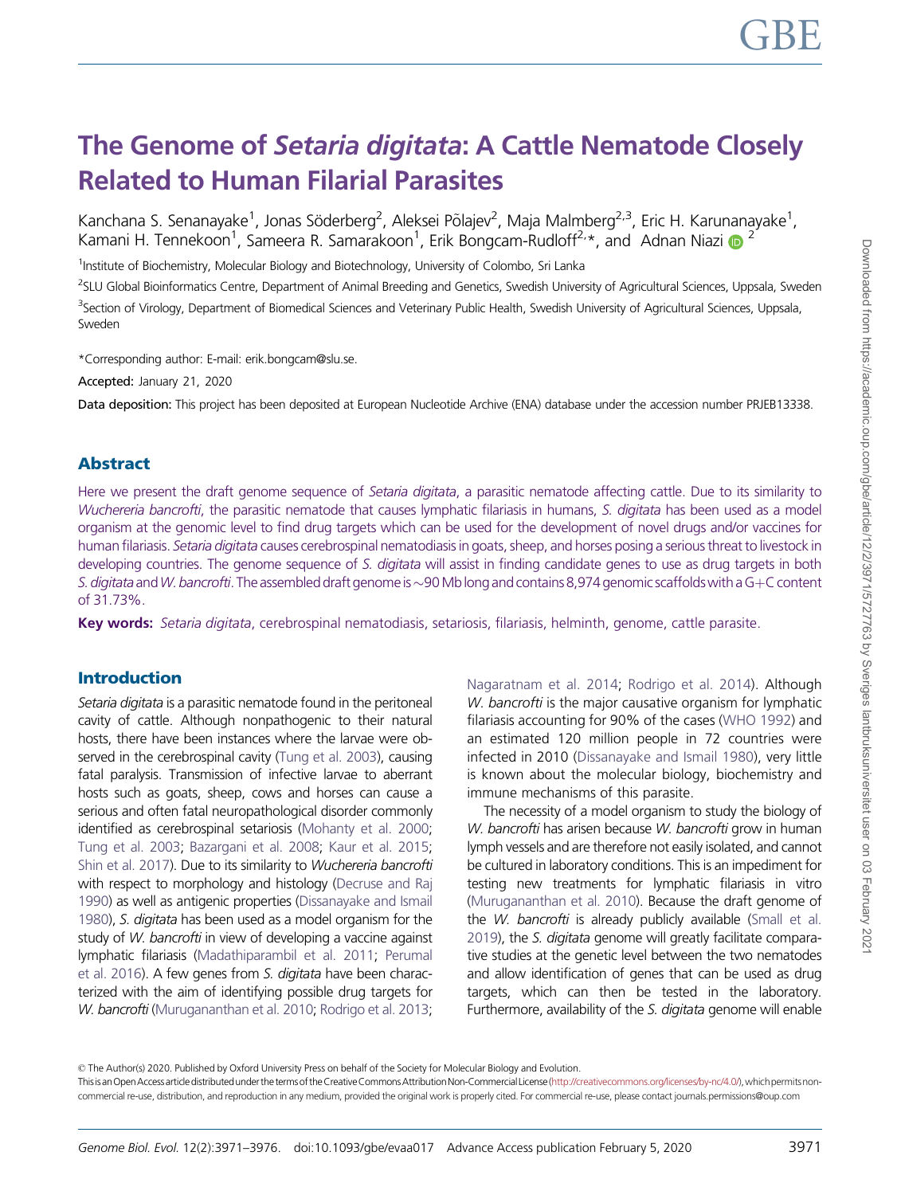# The Genome of *Setaria digitata*: A Cattle Nematode Closely Related to Human Filarial Parasites

Kanchana S. Senanayake[1], Jonas Söderberg[2], Aleksei Põlajev[2], Maja Malmberg[2,3], Eric H. Karunanayake[1], Kamani H. Tennekoon[1], Sameera R. Samarakoon[1], Erik Bongcam-Rudloff[2,*], and Adnan Niazi[2]

[1]Institute of Biochemistry, Molecular Biology and Biotechnology, University of Colombo, Sri Lanka

[2]SLU Global Bioinformatics Centre, Department of Animal Breeding and Genetics, Swedish University of Agricultural Sciences, Uppsala, Sweden

[3]Section of Virology, Department of Biomedical Sciences and Veterinary Public Health, Swedish University of Agricultural Sciences, Uppsala, Sweden

*Corresponding author: E-mail: erik.bongcam@slu.se.

**Accepted:** January 21, 2020

**Data deposition:** This project has been deposited at European Nucleotide Archive (ENA) database under the accession number PRJEB13338.

## Abstract

Here we present the draft genome sequence of *Setaria digitata*, a parasitic nematode affecting cattle. Due to its similarity to *Wuchereria bancrofti*, the parasitic nematode that causes lymphatic filariasis in humans, *S. digitata* has been used as a model organism at the genomic level to find drug targets which can be used for the development of novel drugs and/or vaccines for human filariasis. *Setaria digitata* causes cerebrospinal nematodiasis in goats, sheep, and horses posing a serious threat to livestock in developing countries. The genome sequence of *S. digitata* will assist in finding candidate genes to use as drug targets in both *S. digitata* and *W. bancrofti*. The assembled draft genome is ~90 Mb long and contains 8,974 genomic scaffolds with a G+C content of 31.73%.

**Key words:** *Setaria digitata*, cerebrospinal nematodiasis, setariosis, filariasis, helminth, genome, cattle parasite.

## Introduction

*Setaria digitata* is a parasitic nematode found in the peritoneal cavity of cattle. Although nonpathogenic to their natural hosts, there have been instances where the larvae were observed in the cerebrospinal cavity (Tung et al. 2003), causing fatal paralysis. Transmission of infective larvae to aberrant hosts such as goats, sheep, cows and horses can cause a serious and often fatal neuropathological disorder commonly identified as cerebrospinal setariosis (Mohanty et al. 2000; Tung et al. 2003; Bazargani et al. 2008; Kaur et al. 2015; Shin et al. 2017). Due to its similarity to *Wuchereria bancrofti* with respect to morphology and histology (Decruse and Raj 1990) as well as antigenic properties (Dissanayake and Ismail 1980), *S. digitata* has been used as a model organism for the study of *W. bancrofti* in view of developing a vaccine against lymphatic filariasis (Madathiparambil et al. 2011; Perumal et al. 2016). A few genes from *S. digitata* have been characterized with the aim of identifying possible drug targets for *W. bancrofti* (Murugananthan et al. 2010; Rodrigo et al. 2013; Nagaratnam et al. 2014; Rodrigo et al. 2014). Although *W. bancrofti* is the major causative organism for lymphatic filariasis accounting for 90% of the cases (WHO 1992) and an estimated 120 million people in 72 countries were infected in 2010 (Dissanayake and Ismail 1980), very little is known about the molecular biology, biochemistry and immune mechanisms of this parasite.

The necessity of a model organism to study the biology of *W. bancrofti* has arisen because *W. bancrofti* grow in human lymph vessels and are therefore not easily isolated, and cannot be cultured in laboratory conditions. This is an impediment for testing new treatments for lymphatic filariasis in vitro (Murugananthan et al. 2010). Because the draft genome of the *W. bancrofti* is already publicly available (Small et al. 2019), the *S. digitata* genome will greatly facilitate comparative studies at the genetic level between the two nematodes and allow identification of genes that can be used as drug targets, which can then be tested in the laboratory. Furthermore, availability of the *S. digitata* genome will enable

© The Author(s) 2020. Published by Oxford University Press on behalf of the Society for Molecular Biology and Evolution.
This is an Open Access article distributed under the terms of the Creative Commons Attribution Non-Commercial License (http://creativecommons.org/licenses/by-nc/4.0/), which permits non-commercial re-use, distribution, and reproduction in any medium, provided the original work is properly cited. For commercial re-use, please contact journals.permissions@oup.com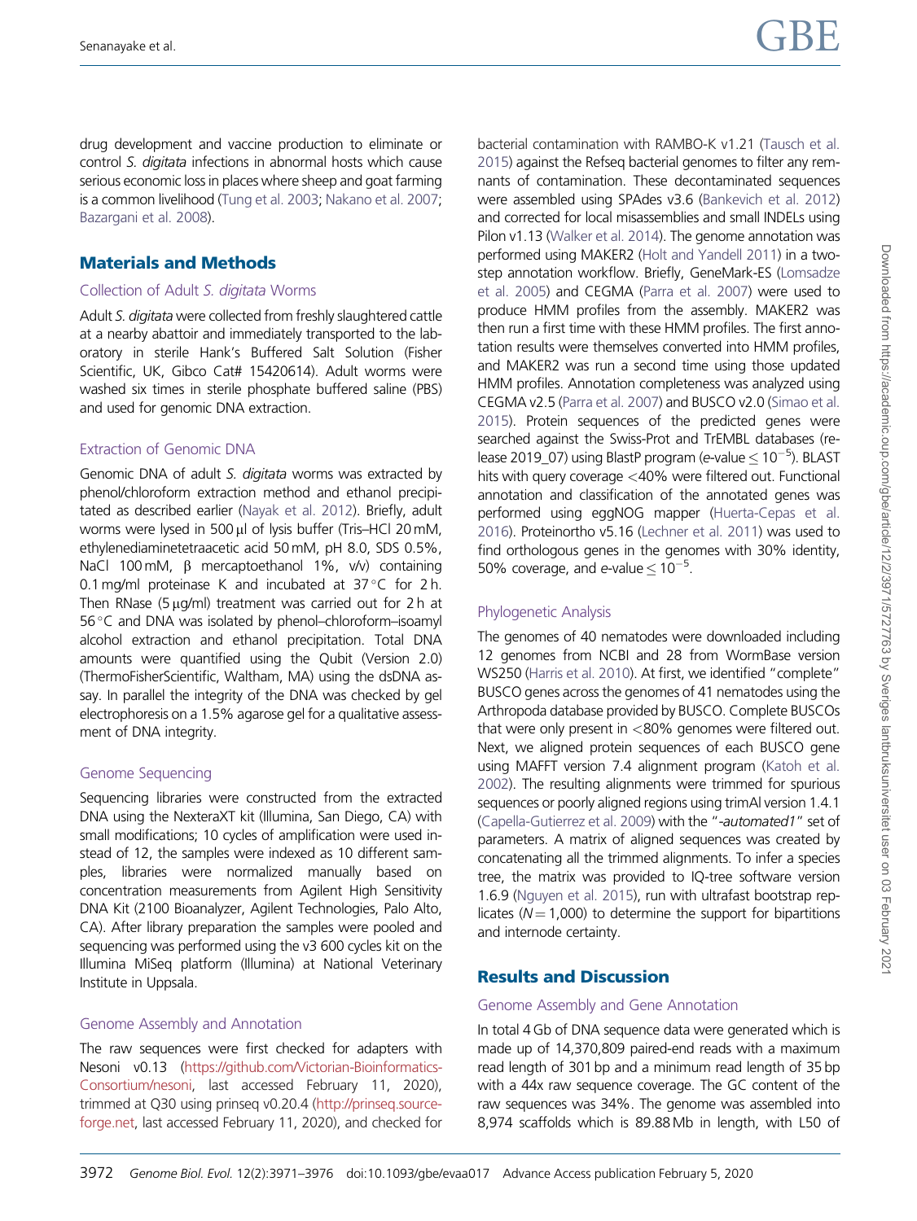drug development and vaccine production to eliminate or control *S. digitata* infections in abnormal hosts which cause serious economic loss in places where sheep and goat farming is a common livelihood (Tung et al. 2003; Nakano et al. 2007; Bazargani et al. 2008).

## Materials and Methods

### Collection of Adult *S. digitata* Worms

Adult *S. digitata* were collected from freshly slaughtered cattle at a nearby abattoir and immediately transported to the laboratory in sterile Hank's Buffered Salt Solution (Fisher Scientific, UK, Gibco Cat# 15420614). Adult worms were washed six times in sterile phosphate buffered saline (PBS) and used for genomic DNA extraction.

### Extraction of Genomic DNA

Genomic DNA of adult *S. digitata* worms was extracted by phenol/chloroform extraction method and ethanol precipitated as described earlier (Nayak et al. 2012). Briefly, adult worms were lysed in 500 µl of lysis buffer (Tris–HCl 20 mM, ethylenediaminetetraacetic acid 50 mM, pH 8.0, SDS 0.5%, NaCl 100 mM, β mercaptoethanol 1%, v/v) containing 0.1 mg/ml proteinase K and incubated at 37 °C for 2 h. Then RNase (5 µg/ml) treatment was carried out for 2 h at 56 °C and DNA was isolated by phenol–chloroform–isoamyl alcohol extraction and ethanol precipitation. Total DNA amounts were quantified using the Qubit (Version 2.0) (ThermoFisherScientific, Waltham, MA) using the dsDNA assay. In parallel the integrity of the DNA was checked by gel electrophoresis on a 1.5% agarose gel for a qualitative assessment of DNA integrity.

### Genome Sequencing

Sequencing libraries were constructed from the extracted DNA using the NexteraXT kit (Illumina, San Diego, CA) with small modifications; 10 cycles of amplification were used instead of 12, the samples were indexed as 10 different samples, libraries were normalized manually based on concentration measurements from Agilent High Sensitivity DNA Kit (2100 Bioanalyzer, Agilent Technologies, Palo Alto, CA). After library preparation the samples were pooled and sequencing was performed using the v3 600 cycles kit on the Illumina MiSeq platform (Illumina) at National Veterinary Institute in Uppsala.

### Genome Assembly and Annotation

The raw sequences were first checked for adapters with Nesoni v0.13 (https://github.com/Victorian-Bioinformatics-Consortium/nesoni, last accessed February 11, 2020), trimmed at Q30 using prinseq v0.20.4 (http://prinseq.sourceforge.net, last accessed February 11, 2020), and checked for bacterial contamination with RAMBO-K v1.21 (Tausch et al. 2015) against the Refseq bacterial genomes to filter any remnants of contamination. These decontaminated sequences were assembled using SPAdes v3.6 (Bankevich et al. 2012) and corrected for local misassemblies and small INDELs using Pilon v1.13 (Walker et al. 2014). The genome annotation was performed using MAKER2 (Holt and Yandell 2011) in a two-step annotation workflow. Briefly, GeneMark-ES (Lomsadze et al. 2005) and CEGMA (Parra et al. 2007) were used to produce HMM profiles from the assembly. MAKER2 was then run a first time with these HMM profiles. The first annotation results were themselves converted into HMM profiles, and MAKER2 was run a second time using those updated HMM profiles. Annotation completeness was analyzed using CEGMA v2.5 (Parra et al. 2007) and BUSCO v2.0 (Simao et al. 2015). Protein sequences of the predicted genes were searched against the Swiss-Prot and TrEMBL databases (release 2019_07) using BlastP program (e-value $\leq 10^{-5}$). BLAST hits with query coverage <40% were filtered out. Functional annotation and classification of the annotated genes was performed using eggNOG mapper (Huerta-Cepas et al. 2016). Proteinortho v5.16 (Lechner et al. 2011) was used to find orthologous genes in the genomes with 30% identity, 50% coverage, and *e*-value $\leq 10^{-5}$.

### Phylogenetic Analysis

The genomes of 40 nematodes were downloaded including 12 genomes from NCBI and 28 from WormBase version WS250 (Harris et al. 2010). At first, we identified "complete" BUSCO genes across the genomes of 41 nematodes using the Arthropoda database provided by BUSCO. Complete BUSCOs that were only present in <80% genomes were filtered out. Next, we aligned protein sequences of each BUSCO gene using MAFFT version 7.4 alignment program (Katoh et al. 2002). The resulting alignments were trimmed for spurious sequences or poorly aligned regions using trimAl version 1.4.1 (Capella-Gutierrez et al. 2009) with the "*-automated1*" set of parameters. A matrix of aligned sequences was created by concatenating all the trimmed alignments. To infer a species tree, the matrix was provided to IQ-tree software version 1.6.9 (Nguyen et al. 2015), run with ultrafast bootstrap replicates ($N = 1,000$) to determine the support for bipartitions and internode certainty.

## Results and Discussion

### Genome Assembly and Gene Annotation

In total 4 Gb of DNA sequence data were generated which is made up of 14,370,809 paired-end reads with a maximum read length of 301 bp and a minimum read length of 35 bp with a 44x raw sequence coverage. The GC content of the raw sequences was 34%. The genome was assembled into 8,974 scaffolds which is 89.88 Mb in length, with L50 of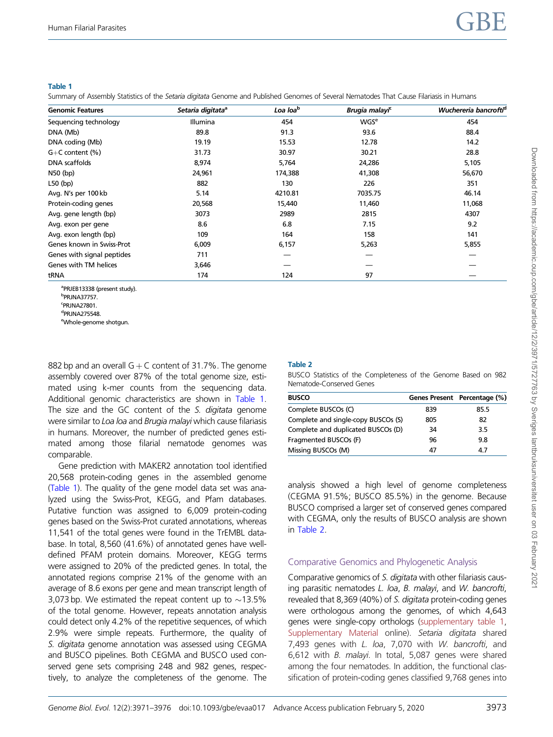**Table 1**
Summary of Assembly Statistics of the *Setaria digitata* Genome and Published Genomes of Several Nematodes That Cause Filariasis in Humans

| Genomic Features | *Setaria digitata*[a] | *Loa loa*[b] | *Brugia malayi*[c] | *Wuchereria bancrofti*[d] |
|---|---|---|---|---|
| Sequencing technology | Illumina | 454 | WGS[e] | 454 |
| DNA (Mb) | 89.8 | 91.3 | 93.6 | 88.4 |
| DNA coding (Mb) | 19.19 | 15.53 | 12.78 | 14.2 |
| G+C content (%) | 31.73 | 30.97 | 30.21 | 28.8 |
| DNA scaffolds | 8,974 | 5,764 | 24,286 | 5,105 |
| N50 (bp) | 24,961 | 174,388 | 41,308 | 56,670 |
| L50 (bp) | 882 | 130 | 226 | 351 |
| Avg. N's per 100 kb | 5.14 | 4210.81 | 7035.75 | 46.14 |
| Protein-coding genes | 20,568 | 15,440 | 11,460 | 11,068 |
| Avg. gene length (bp) | 3073 | 2989 | 2815 | 4307 |
| Avg. exon per gene | 8.6 | 6.8 | 7.15 | 9.2 |
| Avg. exon length (bp) | 109 | 164 | 158 | 141 |
| Genes known in Swiss-Prot | 6,009 | 6,157 | 5,263 | 5,855 |
| Genes with signal peptides | 711 | — | — | — |
| Genes with TM helices | 3,646 | — | — | — |
| tRNA | 174 | 124 | 97 | — |

[a]PRJEB13338 (present study).
[b]PRJNA37757.
[c]PRJNA27801.
[d]PRJNA275548.
[e]Whole-genome shotgun.

882 bp and an overall G + C content of 31.7%. The genome assembly covered over 87% of the total genome size, estimated using k-mer counts from the sequencing data. Additional genomic characteristics are shown in Table 1. The size and the GC content of the *S. digitata* genome were similar to *Loa loa* and *Brugia malayi* which cause filariasis in humans. Moreover, the number of predicted genes estimated among those filarial nematode genomes was comparable.

Gene prediction with MAKER2 annotation tool identified 20,568 protein-coding genes in the assembled genome (Table 1). The quality of the gene model data set was analyzed using the Swiss-Prot, KEGG, and Pfam databases. Putative function was assigned to 6,009 protein-coding genes based on the Swiss-Prot curated annotations, whereas 11,541 of the total genes were found in the TrEMBL database. In total, 8,560 (41.6%) of annotated genes have well-defined PFAM protein domains. Moreover, KEGG terms were assigned to 20% of the predicted genes. In total, the annotated regions comprise 21% of the genome with an average of 8.6 exons per gene and mean transcript length of 3,073 bp. We estimated the repeat content up to ~13.5% of the total genome. However, repeats annotation analysis could detect only 4.2% of the repetitive sequences, of which 2.9% were simple repeats. Furthermore, the quality of *S. digitata* genome annotation was assessed using CEGMA and BUSCO pipelines. Both CEGMA and BUSCO used conserved gene sets comprising 248 and 982 genes, respectively, to analyze the completeness of the genome. The analysis showed a high level of genome completeness (CEGMA 91.5%; BUSCO 85.5%) in the genome. Because BUSCO comprised a larger set of conserved genes compared with CEGMA, only the results of BUSCO analysis are shown in Table 2.

**Table 2**
BUSCO Statistics of the Completeness of the Genome Based on 982 Nematode-Conserved Genes

| BUSCO | Genes Present | Percentage (%) |
|---|---|---|
| Complete BUSCOs (C) | 839 | 85.5 |
| Complete and single-copy BUSCOs (S) | 805 | 82 |
| Complete and duplicated BUSCOs (D) | 34 | 3.5 |
| Fragmented BUSCOs (F) | 96 | 9.8 |
| Missing BUSCOs (M) | 47 | 4.7 |

## Comparative Genomics and Phylogenetic Analysis

Comparative genomics of *S. digitata* with other filariasis causing parasitic nematodes *L. loa*, *B. malayi*, and *W. bancrofti*, revealed that 8,369 (40%) of *S. digitata* protein-coding genes were orthologous among the genomes, of which 4,643 genes were single-copy orthologs (supplementary table 1, Supplementary Material online). *Setaria digitata* shared 7,493 genes with *L. loa*, 7,070 with *W. bancrofti*, and 6,612 with *B. malayi*. In total, 5,087 genes were shared among the four nematodes. In addition, the functional classification of protein-coding genes classified 9,768 genes into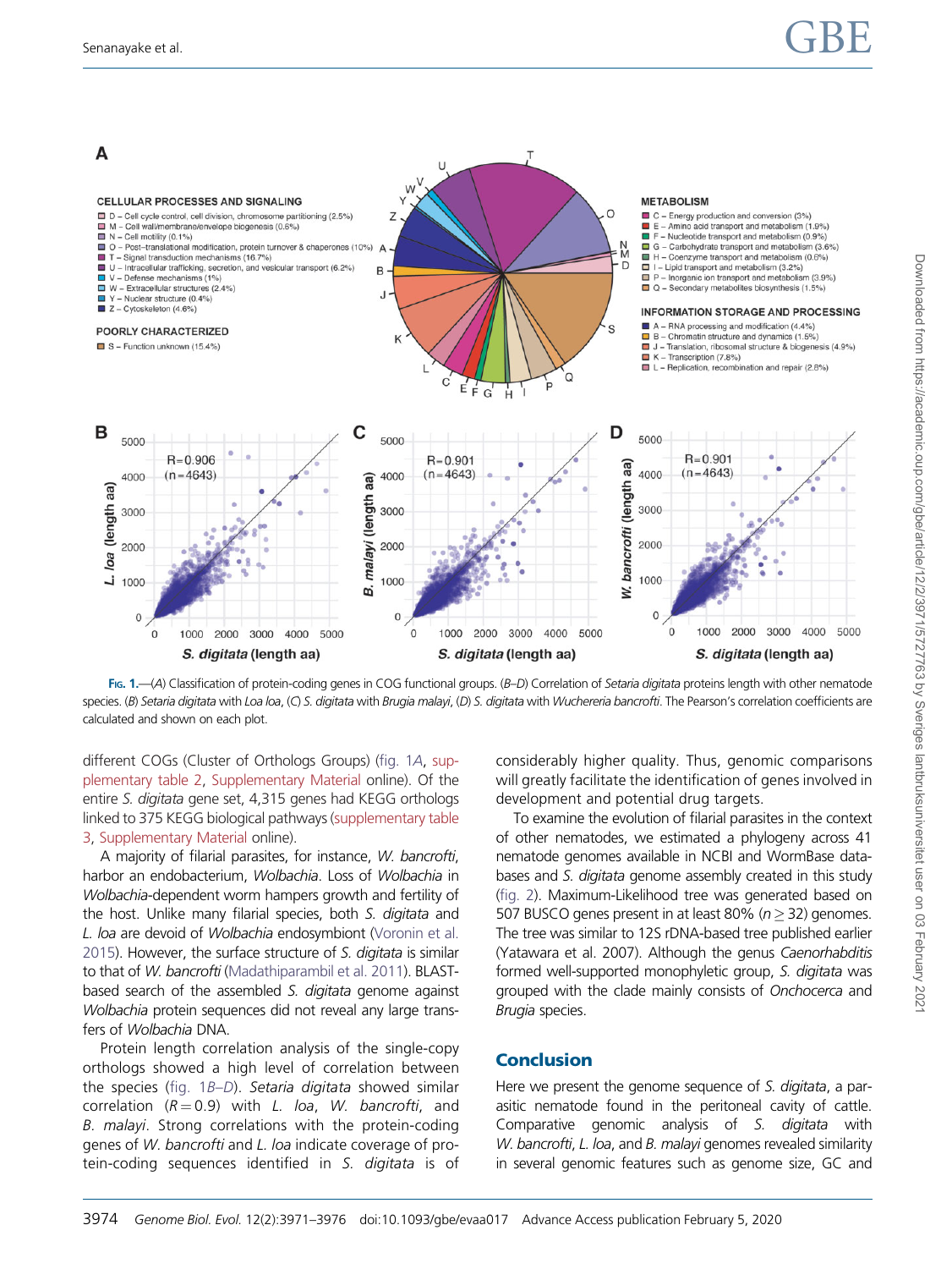Fig. 1.—(A) Classification of protein-coding genes in COG functional groups. (B–D) Correlation of *Setaria digitata* proteins length with other nematode species. (B) *Setaria digitata* with *Loa loa*, (C) *S. digitata* with *Brugia malayi*, (D) *S. digitata* with *Wuchereria bancrofti*. The Pearson's correlation coefficients are calculated and shown on each plot.

different COGs (Cluster of Orthologs Groups) (fig. 1A, supplementary table 2, Supplementary Material online). Of the entire *S. digitata* gene set, 4,315 genes had KEGG orthologs linked to 375 KEGG biological pathways (supplementary table 3, Supplementary Material online).

A majority of filarial parasites, for instance, *W. bancrofti*, harbor an endobacterium, *Wolbachia*. Loss of *Wolbachia* in *Wolbachia*-dependent worm hampers growth and fertility of the host. Unlike many filarial species, both *S. digitata* and *L. loa* are devoid of *Wolbachia* endosymbiont (Voronin et al. 2015). However, the surface structure of *S. digitata* is similar to that of *W. bancrofti* (Madathiparambil et al. 2011). BLAST-based search of the assembled *S. digitata* genome against *Wolbachia* protein sequences did not reveal any large transfers of *Wolbachia* DNA.

Protein length correlation analysis of the single-copy orthologs showed a high level of correlation between the species (fig. 1B–D). *Setaria digitata* showed similar correlation ($R = 0.9$) with *L. loa*, *W. bancrofti*, and *B. malayi*. Strong correlations with the protein-coding genes of *W. bancrofti* and *L. loa* indicate coverage of protein-coding sequences identified in *S. digitata* is of considerably higher quality. Thus, genomic comparisons will greatly facilitate the identification of genes involved in development and potential drug targets.

To examine the evolution of filarial parasites in the context of other nematodes, we estimated a phylogeny across 41 nematode genomes available in NCBI and WormBase databases and *S. digitata* genome assembly created in this study (fig. 2). Maximum-Likelihood tree was generated based on 507 BUSCO genes present in at least 80% ($n \geq 32$) genomes. The tree was similar to 12S rDNA-based tree published earlier (Yatawara et al. 2007). Although the genus *Caenorhabditis* formed well-supported monophyletic group, *S. digitata* was grouped with the clade mainly consists of *Onchocerca* and *Brugia* species.

## Conclusion

Here we present the genome sequence of *S. digitata*, a parasitic nematode found in the peritoneal cavity of cattle. Comparative genomic analysis of *S. digitata* with *W. bancrofti*, *L. loa*, and *B. malayi* genomes revealed similarity in several genomic features such as genome size, GC and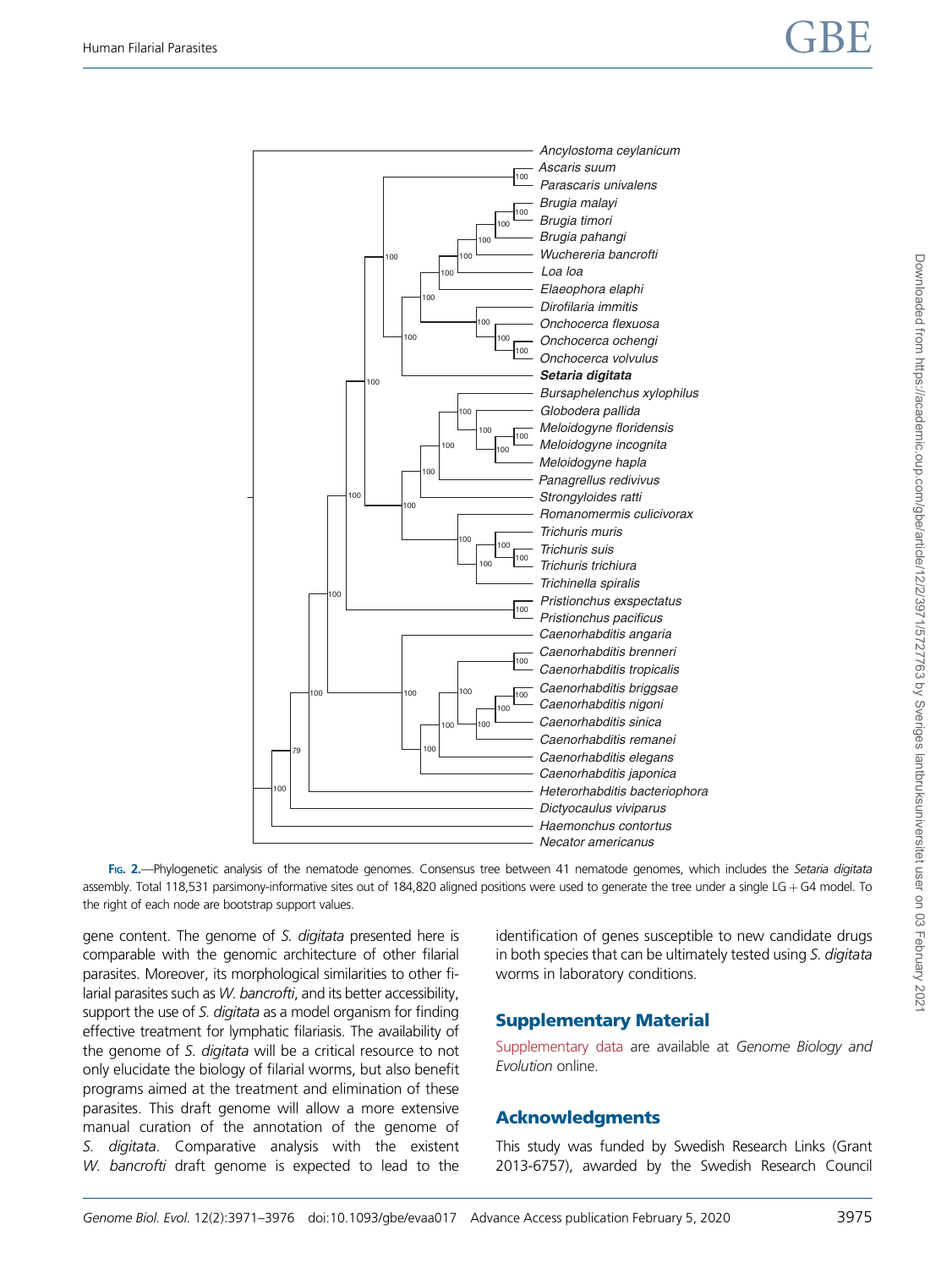**Fig. 2.**—Phylogenetic analysis of the nematode genomes. Consensus tree between 41 nematode genomes, which includes the *Setaria digitata* assembly. Total 118,531 parsimony-informative sites out of 184,820 aligned positions were used to generate the tree under a single LG + G4 model. To the right of each node are bootstrap support values.

gene content. The genome of *S. digitata* presented here is comparable with the genomic architecture of other filarial parasites. Moreover, its morphological similarities to other filarial parasites such as *W. bancrofti*, and its better accessibility, support the use of *S. digitata* as a model organism for finding effective treatment for lymphatic filariasis. The availability of the genome of *S. digitata* will be a critical resource to not only elucidate the biology of filarial worms, but also benefit programs aimed at the treatment and elimination of these parasites. This draft genome will allow a more extensive manual curation of the annotation of the genome of *S. digitata*. Comparative analysis with the existent *W. bancrofti* draft genome is expected to lead to the identification of genes susceptible to new candidate drugs in both species that can be ultimately tested using *S. digitata* worms in laboratory conditions.

## Supplementary Material

Supplementary data are available at *Genome Biology and Evolution* online.

## Acknowledgments

This study was funded by Swedish Research Links (Grant 2013-6757), awarded by the Swedish Research Council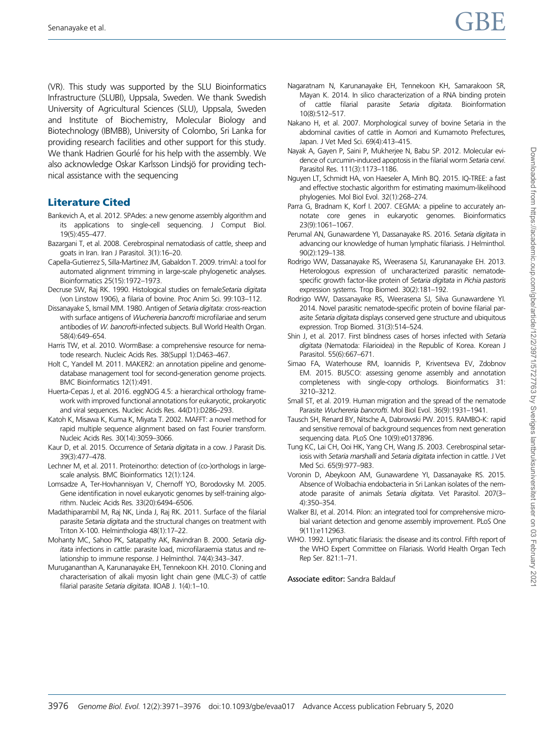(VR). This study was supported by the SLU Bioinformatics Infrastructure (SLUBI), Uppsala, Sweden. We thank Swedish University of Agricultural Sciences (SLU), Uppsala, Sweden and Institute of Biochemistry, Molecular Biology and Biotechnology (IBMBB), University of Colombo, Sri Lanka for providing research facilities and other support for this study. We thank Hadrien Gourlé for his help with the assembly. We also acknowledge Oskar Karlsson Lindsjö for providing technical assistance with the sequencing

## Literature Cited

Bankevich A, et al. 2012. SPAdes: a new genome assembly algorithm and its applications to single-cell sequencing. J Comput Biol. 19(5):455–477.

Bazargani T, et al. 2008. Cerebrospinal nematodiasis of cattle, sheep and goats in Iran. Iran J Parasitol. 3(1):16–20.

Capella-Gutierrez S, Silla-Martinez JM, Gabaldon T. 2009. trimAl: a tool for automated alignment trimming in large-scale phylogenetic analyses. Bioinformatics 25(15):1972–1973.

Decruse SW, Raj RK. 1990. Histological studies on female*Setaria digitata* (von Linstow 1906), a filaria of bovine. Proc Anim Sci. 99:103–112.

Dissanayake S, Ismail MM. 1980. Antigen of *Setaria digitata*: cross-reaction with surface antigens of *Wuchereria bancrofti* microfilariae and serum antibodies of *W. bancrofti*-infected subjects. Bull World Health Organ. 58(4):649–654.

Harris TW, et al. 2010. WormBase: a comprehensive resource for nematode research. Nucleic Acids Res. 38(Suppl 1):D463–467.

Holt C, Yandell M. 2011. MAKER2: an annotation pipeline and genome-database management tool for second-generation genome projects. BMC Bioinformatics 12(1):491.

Huerta-Cepas J, et al. 2016. eggNOG 4.5: a hierarchical orthology framework with improved functional annotations for eukaryotic, prokaryotic and viral sequences. Nucleic Acids Res. 44(D1):D286–293.

Katoh K, Misawa K, Kuma K, Miyata T. 2002. MAFFT: a novel method for rapid multiple sequence alignment based on fast Fourier transform. Nucleic Acids Res. 30(14):3059–3066.

Kaur D, et al. 2015. Occurrence of *Setaria digitata* in a cow. J Parasit Dis. 39(3):477–478.

Lechner M, et al. 2011. Proteinortho: detection of (co-)orthologs in large-scale analysis. BMC Bioinformatics 12(1):124.

Lomsadze A, Ter-Hovhannisyan V, Chernoff YO, Borodovsky M. 2005. Gene identification in novel eukaryotic genomes by self-training algorithm. Nucleic Acids Res. 33(20):6494–6506.

Madathiparambil M, Raj NK, Linda J, Raj RK. 2011. Surface of the filarial parasite *Setaria digitata* and the structural changes on treatment with Triton X-100. Helminthologia 48(1):17–22.

Mohanty MC, Sahoo PK, Satapathy AK, Ravindran B. 2000. *Setaria digitata* infections in cattle: parasite load, microfilaraemia status and relationship to immune response. J Helminthol. 74(4):343–347.

Murugananthan A, Karunanayake EH, Tennekoon KH. 2010. Cloning and characterisation of alkali myosin light chain gene (MLC-3) of cattle filarial parasite *Setaria digitata*. IIOAB J. 1(4):1–10.

Nagaratnam N, Karunanayake EH, Tennekoon KH, Samarakoon SR, Mayan K. 2014. In silico characterization of a RNA binding protein of cattle filarial parasite *Setaria digitata*. Bioinformation 10(8):512–517.

Nakano H, et al. 2007. Morphological survey of bovine Setaria in the abdominal cavities of cattle in Aomori and Kumamoto Prefectures, Japan. J Vet Med Sci. 69(4):413–415.

Nayak A, Gayen P, Saini P, Mukherjee N, Babu SP. 2012. Molecular evidence of curcumin-induced apoptosis in the filarial worm *Setaria cervi*. Parasitol Res. 111(3):1173–1186.

Nguyen LT, Schmidt HA, von Haeseler A, Minh BQ. 2015. IQ-TREE: a fast and effective stochastic algorithm for estimating maximum-likelihood phylogenies. Mol Biol Evol. 32(1):268–274.

Parra G, Bradnam K, Korf I. 2007. CEGMA: a pipeline to accurately annotate core genes in eukaryotic genomes. Bioinformatics 23(9):1061–1067.

Perumal AN, Gunawardene YI, Dassanayake RS. 2016. *Setaria digitata* in advancing our knowledge of human lymphatic filariasis. J Helminthol. 90(2):129–138.

Rodrigo WW, Dassanayake RS, Weerasena SJ, Karunanayake EH. 2013. Heterologous expression of uncharacterized parasitic nematode-specific growth factor-like protein of *Setaria digitata* in *Pichia pastoris* expression systems. Trop Biomed. 30(2):181–192.

Rodrigo WW, Dassanayake RS, Weerasena SJ, Silva Gunawardene YI. 2014. Novel parasitic nematode-specific protein of bovine filarial parasite *Setaria digitata* displays conserved gene structure and ubiquitous expression. Trop Biomed. 31(3):514–524.

Shin J, et al. 2017. First blindness cases of horses infected with *Setaria digitata* (Nematoda: Filarioidea) in the Republic of Korea. Korean J Parasitol. 55(6):667–671.

Simao FA, Waterhouse RM, Ioannidis P, Kriventseva EV, Zdobnov EM. 2015. BUSCO: assessing genome assembly and annotation completeness with single-copy orthologs. Bioinformatics 31: 3210–3212.

Small ST, et al. 2019. Human migration and the spread of the nematode Parasite *Wuchereria bancrofti*. Mol Biol Evol. 36(9):1931–1941.

Tausch SH, Renard BY, Nitsche A, Dabrowski PW. 2015. RAMBO-K: rapid and sensitive removal of background sequences from next generation sequencing data. PLoS One 10(9):e0137896.

Tung KC, Lai CH, Ooi HK, Yang CH, Wang JS. 2003. Cerebrospinal setariosis with *Setaria marshalli* and *Setaria digitata* infection in cattle. J Vet Med Sci. 65(9):977–983.

Voronin D, Abeykoon AM, Gunawardene YI, Dassanayake RS. 2015. Absence of Wolbachia endobacteria in Sri Lankan isolates of the nematode parasite of animals *Setaria digitata*. Vet Parasitol. 207(3–4):350–354.

Walker BJ, et al. 2014. Pilon: an integrated tool for comprehensive microbial variant detection and genome assembly improvement. PLoS One 9(11):e112963.

WHO. 1992. Lymphatic filariasis: the disease and its control. Fifth report of the WHO Expert Committee on Filariasis. World Health Organ Tech Rep Ser. 821:1–71.

**Associate editor:** Sandra Baldauf